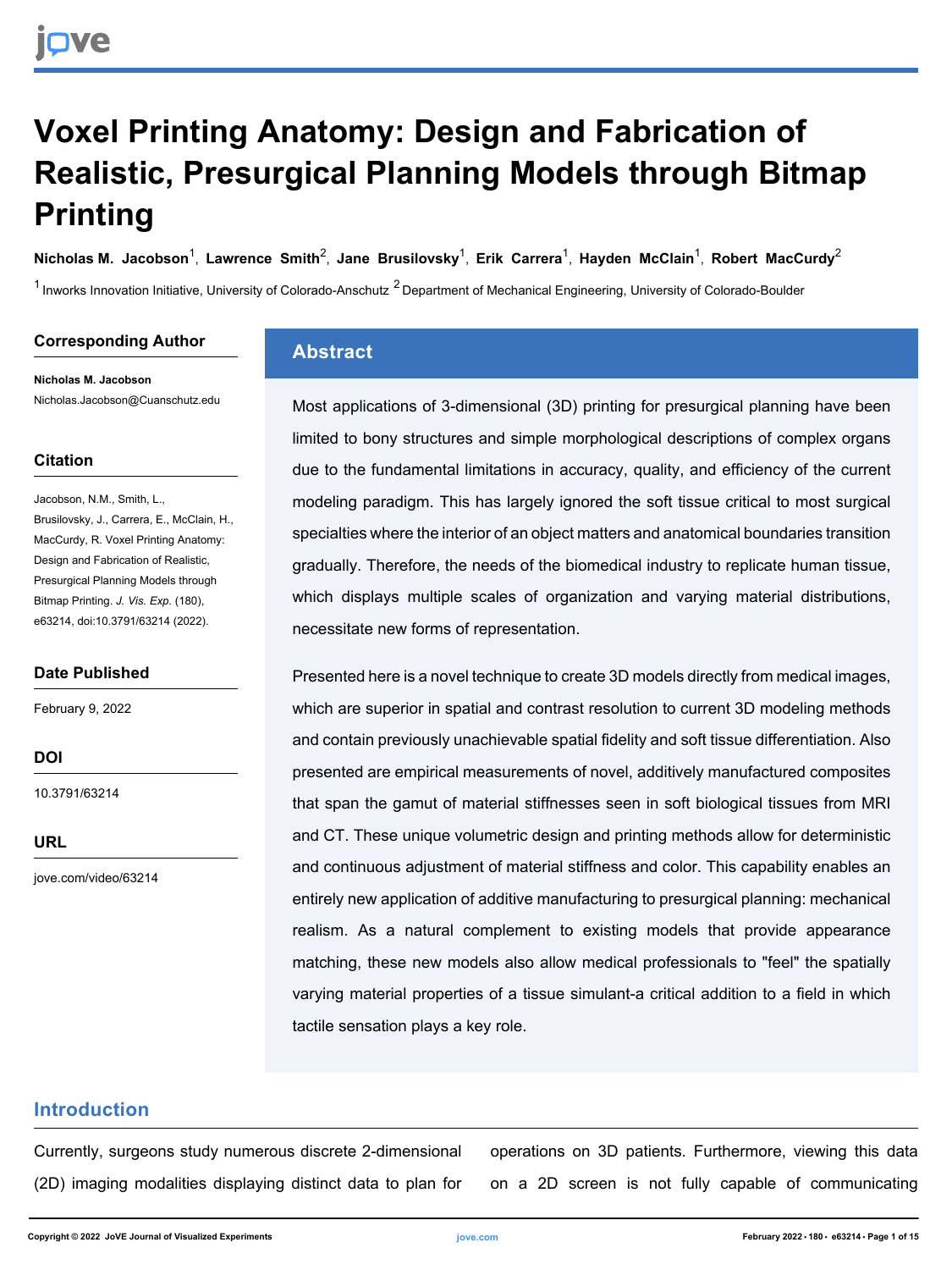# Voxel Printing Anatomy: Design and Fabrication of Realistic, Presurgical Planning Models through Bitmap Printing

**Nicholas M. Jacobson**[1], **Lawrence Smith**[2], **Jane Brusilovsky**[1], **Erik Carrera**[1], **Hayden McClain**[1], **Robert MacCurdy**[2]

[1] Inworks Innovation Initiative, University of Colorado-Anschutz [2] Department of Mechanical Engineering, University of Colorado-Boulder

## Corresponding Author

**Nicholas M. Jacobson**
Nicholas.Jacobson@Cuanschutz.edu

## Citation

Jacobson, N.M., Smith, L., Brusilovsky, J., Carrera, E., McClain, H., MacCurdy, R. Voxel Printing Anatomy: Design and Fabrication of Realistic, Presurgical Planning Models through Bitmap Printing. *J. Vis. Exp.* (180), e63214, doi:10.3791/63214 (2022).

## Date Published

February 9, 2022

## DOI

10.3791/63214

## URL

jove.com/video/63214

## Abstract

Most applications of 3-dimensional (3D) printing for presurgical planning have been limited to bony structures and simple morphological descriptions of complex organs due to the fundamental limitations in accuracy, quality, and efficiency of the current modeling paradigm. This has largely ignored the soft tissue critical to most surgical specialties where the interior of an object matters and anatomical boundaries transition gradually. Therefore, the needs of the biomedical industry to replicate human tissue, which displays multiple scales of organization and varying material distributions, necessitate new forms of representation.

Presented here is a novel technique to create 3D models directly from medical images, which are superior in spatial and contrast resolution to current 3D modeling methods and contain previously unachievable spatial fidelity and soft tissue differentiation. Also presented are empirical measurements of novel, additively manufactured composites that span the gamut of material stiffnesses seen in soft biological tissues from MRI and CT. These unique volumetric design and printing methods allow for deterministic and continuous adjustment of material stiffness and color. This capability enables an entirely new application of additive manufacturing to presurgical planning: mechanical realism. As a natural complement to existing models that provide appearance matching, these new models also allow medical professionals to "feel" the spatially varying material properties of a tissue simulant-a critical addition to a field in which tactile sensation plays a key role.

## Introduction

Currently, surgeons study numerous discrete 2-dimensional (2D) imaging modalities displaying distinct data to plan for operations on 3D patients. Furthermore, viewing this data on a 2D screen is not fully capable of communicating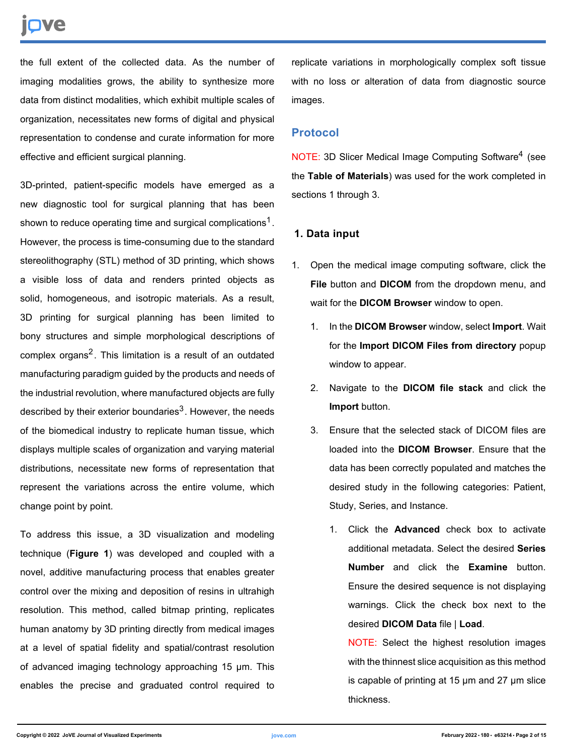the full extent of the collected data. As the number of imaging modalities grows, the ability to synthesize more data from distinct modalities, which exhibit multiple scales of organization, necessitates new forms of digital and physical representation to condense and curate information for more effective and efficient surgical planning.

3D-printed, patient-specific models have emerged as a new diagnostic tool for surgical planning that has been shown to reduce operating time and surgical complications[1]. However, the process is time-consuming due to the standard stereolithography (STL) method of 3D printing, which shows a visible loss of data and renders printed objects as solid, homogeneous, and isotropic materials. As a result, 3D printing for surgical planning has been limited to bony structures and simple morphological descriptions of complex organs[2]. This limitation is a result of an outdated manufacturing paradigm guided by the products and needs of the industrial revolution, where manufactured objects are fully described by their exterior boundaries[3]. However, the needs of the biomedical industry to replicate human tissue, which displays multiple scales of organization and varying material distributions, necessitate new forms of representation that represent the variations across the entire volume, which change point by point.

To address this issue, a 3D visualization and modeling technique (**Figure 1**) was developed and coupled with a novel, additive manufacturing process that enables greater control over the mixing and deposition of resins in ultrahigh resolution. This method, called bitmap printing, replicates human anatomy by 3D printing directly from medical images at a level of spatial fidelity and spatial/contrast resolution of advanced imaging technology approaching 15 µm. This enables the precise and graduated control required to replicate variations in morphologically complex soft tissue with no loss or alteration of data from diagnostic source images.

## Protocol

NOTE: 3D Slicer Medical Image Computing Software[4] (see the **Table of Materials**) was used for the work completed in sections 1 through 3.

### 1. Data input

1. Open the medical image computing software, click the **File** button and **DICOM** from the dropdown menu, and wait for the **DICOM Browser** window to open.
    1. In the **DICOM Browser** window, select **Import**. Wait for the **Import DICOM Files from directory** popup window to appear.
    2. Navigate to the **DICOM file stack** and click the **Import** button.
    3. Ensure that the selected stack of DICOM files are loaded into the **DICOM Browser**. Ensure that the data has been correctly populated and matches the desired study in the following categories: Patient, Study, Series, and Instance.
        1. Click the **Advanced** check box to activate additional metadata. Select the desired **Series Number** and click the **Examine** button. Ensure the desired sequence is not displaying warnings. Click the check box next to the desired **DICOM Data** file | **Load**.

           NOTE: Select the highest resolution images with the thinnest slice acquisition as this method is capable of printing at 15 µm and 27 µm slice thickness.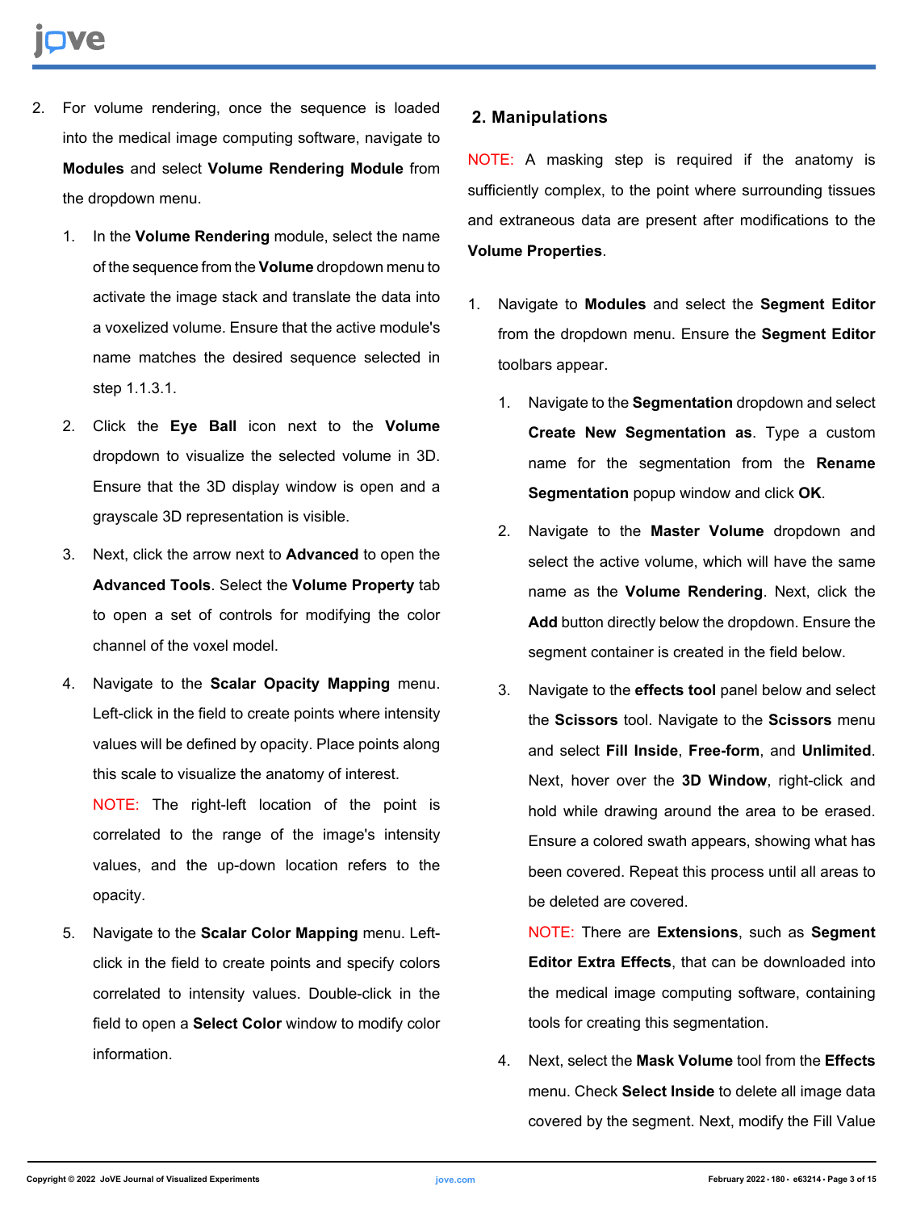2. For volume rendering, once the sequence is loaded into the medical image computing software, navigate to **Modules** and select **Volume Rendering Module** from the dropdown menu.
    1. In the **Volume Rendering** module, select the name of the sequence from the **Volume** dropdown menu to activate the image stack and translate the data into a voxelized volume. Ensure that the active module's name matches the desired sequence selected in step 1.1.3.1.
    2. Click the **Eye Ball** icon next to the **Volume** dropdown to visualize the selected volume in 3D. Ensure that the 3D display window is open and a grayscale 3D representation is visible.
    3. Next, click the arrow next to **Advanced** to open the **Advanced Tools**. Select the **Volume Property** tab to open a set of controls for modifying the color channel of the voxel model.
    4. Navigate to the **Scalar Opacity Mapping** menu. Left-click in the field to create points where intensity values will be defined by opacity. Place points along this scale to visualize the anatomy of interest.

       NOTE: The right-left location of the point is correlated to the range of the image's intensity values, and the up-down location refers to the opacity.
    5. Navigate to the **Scalar Color Mapping** menu. Left-click in the field to create points and specify colors correlated to intensity values. Double-click in the field to open a **Select Color** window to modify color information.

## 2. Manipulations

NOTE: A masking step is required if the anatomy is sufficiently complex, to the point where surrounding tissues and extraneous data are present after modifications to the **Volume Properties**.

1. Navigate to **Modules** and select the **Segment Editor** from the dropdown menu. Ensure the **Segment Editor** toolbars appear.
    1. Navigate to the **Segmentation** dropdown and select **Create New Segmentation as**. Type a custom name for the segmentation from the **Rename Segmentation** popup window and click **OK**.
    2. Navigate to the **Master Volume** dropdown and select the active volume, which will have the same name as the **Volume Rendering**. Next, click the **Add** button directly below the dropdown. Ensure the segment container is created in the field below.
    3. Navigate to the **effects tool** panel below and select the **Scissors** tool. Navigate to the **Scissors** menu and select **Fill Inside**, **Free-form**, and **Unlimited**. Next, hover over the **3D Window**, right-click and hold while drawing around the area to be erased. Ensure a colored swath appears, showing what has been covered. Repeat this process until all areas to be deleted are covered.

       NOTE: There are **Extensions**, such as **Segment Editor Extra Effects**, that can be downloaded into the medical image computing software, containing tools for creating this segmentation.
    4. Next, select the **Mask Volume** tool from the **Effects** menu. Check **Select Inside** to delete all image data covered by the segment. Next, modify the Fill Value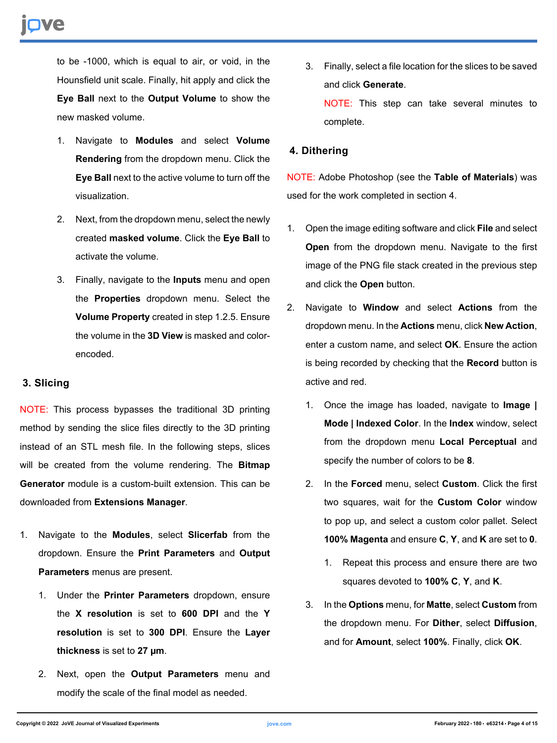to be -1000, which is equal to air, or void, in the Hounsfield unit scale. Finally, hit apply and click the **Eye Ball** next to the **Output Volume** to show the new masked volume.

1. Navigate to **Modules** and select **Volume Rendering** from the dropdown menu. Click the **Eye Ball** next to the active volume to turn off the visualization.
2. Next, from the dropdown menu, select the newly created **masked volume**. Click the **Eye Ball** to activate the volume.
3. Finally, navigate to the **Inputs** menu and open the **Properties** dropdown menu. Select the **Volume Property** created in step 1.2.5. Ensure the volume in the **3D View** is masked and color-encoded.

## 3. Slicing

NOTE: This process bypasses the traditional 3D printing method by sending the slice files directly to the 3D printing instead of an STL mesh file. In the following steps, slices will be created from the volume rendering. The **Bitmap Generator** module is a custom-built extension. This can be downloaded from **Extensions Manager**.

1. Navigate to the **Modules**, select **Slicerfab** from the dropdown. Ensure the **Print Parameters** and **Output Parameters** menus are present.
   1. Under the **Printer Parameters** dropdown, ensure the **X resolution** is set to **600 DPI** and the **Y resolution** is set to **300 DPI**. Ensure the **Layer thickness** is set to **27 µm**.
   2. Next, open the **Output Parameters** menu and modify the scale of the final model as needed.
   3. Finally, select a file location for the slices to be saved and click **Generate**.

      NOTE: This step can take several minutes to complete.

## 4. Dithering

NOTE: Adobe Photoshop (see the **Table of Materials**) was used for the work completed in section 4.

1. Open the image editing software and click **File** and select **Open** from the dropdown menu. Navigate to the first image of the PNG file stack created in the previous step and click the **Open** button.
2. Navigate to **Window** and select **Actions** from the dropdown menu. In the **Actions** menu, click **New Action**, enter a custom name, and select **OK**. Ensure the action is being recorded by checking that the **Record** button is active and red.
   1. Once the image has loaded, navigate to **Image | Mode | Indexed Color**. In the **Index** window, select from the dropdown menu **Local Perceptual** and specify the number of colors to be **8**.
   2. In the **Forced** menu, select **Custom**. Click the first two squares, wait for the **Custom Color** window to pop up, and select a custom color pallet. Select **100% Magenta** and ensure **C**, **Y**, and **K** are set to **0**.
      1. Repeat this process and ensure there are two squares devoted to **100% C**, **Y**, and **K**.
   3. In the **Options** menu, for **Matte**, select **Custom** from the dropdown menu. For **Dither**, select **Diffusion**, and for **Amount**, select **100%**. Finally, click **OK**.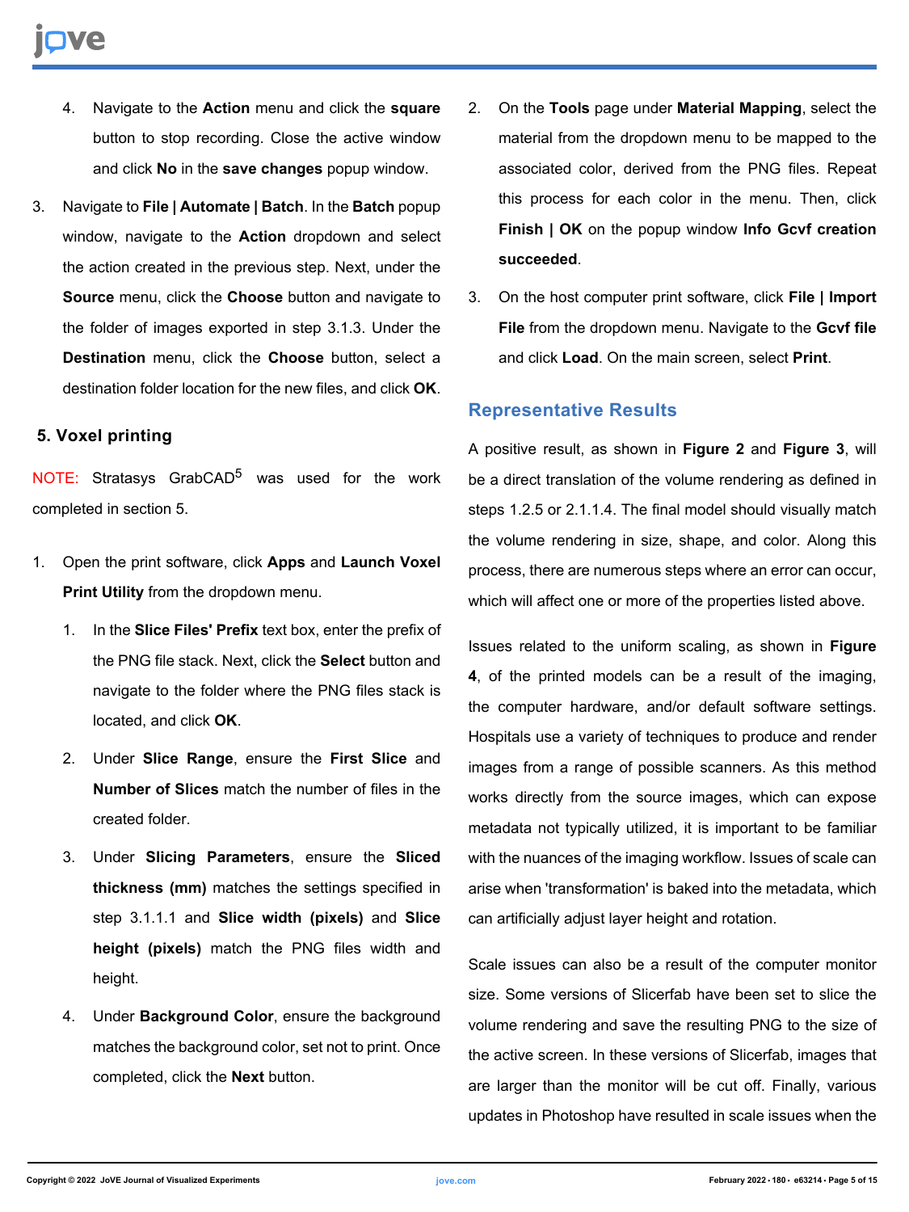4. Navigate to the **Action** menu and click the **square** button to stop recording. Close the active window and click **No** in the **save changes** popup window.

3. Navigate to **File | Automate | Batch**. In the **Batch** popup window, navigate to the **Action** dropdown and select the action created in the previous step. Next, under the **Source** menu, click the **Choose** button and navigate to the folder of images exported in step 3.1.3. Under the **Destination** menu, click the **Choose** button, select a destination folder location for the new files, and click **OK**.

### 5. Voxel printing

NOTE: Stratasys GrabCAD[5] was used for the work completed in section 5.

1. Open the print software, click **Apps** and **Launch Voxel Print Utility** from the dropdown menu.
   1. In the **Slice Files' Prefix** text box, enter the prefix of the PNG file stack. Next, click the **Select** button and navigate to the folder where the PNG files stack is located, and click **OK**.
   2. Under **Slice Range**, ensure the **First Slice** and **Number of Slices** match the number of files in the created folder.
   3. Under **Slicing Parameters**, ensure the **Sliced thickness (mm)** matches the settings specified in step 3.1.1.1 and **Slice width (pixels)** and **Slice height (pixels)** match the PNG files width and height.
   4. Under **Background Color**, ensure the background matches the background color, set not to print. Once completed, click the **Next** button.
2. On the **Tools** page under **Material Mapping**, select the material from the dropdown menu to be mapped to the associated color, derived from the PNG files. Repeat this process for each color in the menu. Then, click **Finish | OK** on the popup window **Info Gcvf creation succeeded**.
3. On the host computer print software, click **File | Import File** from the dropdown menu. Navigate to the **Gcvf file** and click **Load**. On the main screen, select **Print**.

## Representative Results

A positive result, as shown in **Figure 2** and **Figure 3**, will be a direct translation of the volume rendering as defined in steps 1.2.5 or 2.1.1.4. The final model should visually match the volume rendering in size, shape, and color. Along this process, there are numerous steps where an error can occur, which will affect one or more of the properties listed above.

Issues related to the uniform scaling, as shown in **Figure 4**, of the printed models can be a result of the imaging, the computer hardware, and/or default software settings. Hospitals use a variety of techniques to produce and render images from a range of possible scanners. As this method works directly from the source images, which can expose metadata not typically utilized, it is important to be familiar with the nuances of the imaging workflow. Issues of scale can arise when 'transformation' is baked into the metadata, which can artificially adjust layer height and rotation.

Scale issues can also be a result of the computer monitor size. Some versions of Slicerfab have been set to slice the volume rendering and save the resulting PNG to the size of the active screen. In these versions of Slicerfab, images that are larger than the monitor will be cut off. Finally, various updates in Photoshop have resulted in scale issues when the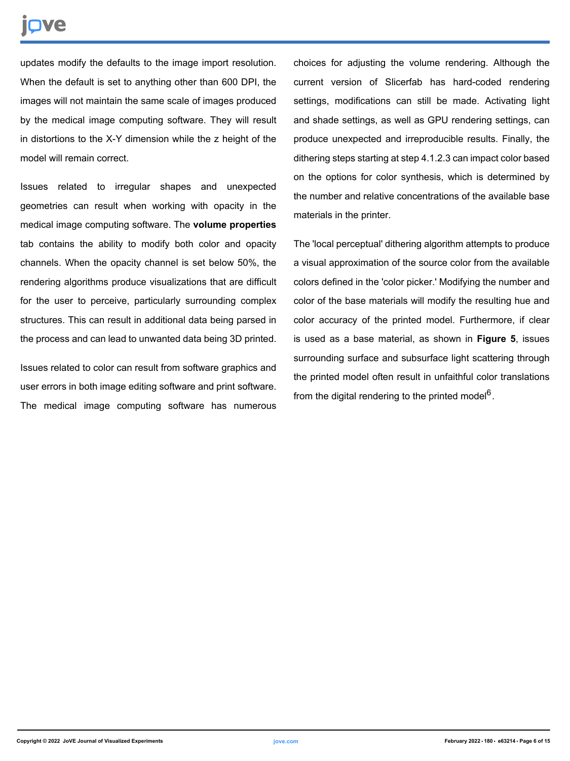updates modify the defaults to the image import resolution. When the default is set to anything other than 600 DPI, the images will not maintain the same scale of images produced by the medical image computing software. They will result in distortions to the X-Y dimension while the z height of the model will remain correct.

Issues related to irregular shapes and unexpected geometries can result when working with opacity in the medical image computing software. The **volume properties** tab contains the ability to modify both color and opacity channels. When the opacity channel is set below 50%, the rendering algorithms produce visualizations that are difficult for the user to perceive, particularly surrounding complex structures. This can result in additional data being parsed in the process and can lead to unwanted data being 3D printed.

Issues related to color can result from software graphics and user errors in both image editing software and print software. The medical image computing software has numerous choices for adjusting the volume rendering. Although the current version of Slicerfab has hard-coded rendering settings, modifications can still be made. Activating light and shade settings, as well as GPU rendering settings, can produce unexpected and irreproducible results. Finally, the dithering steps starting at step 4.1.2.3 can impact color based on the options for color synthesis, which is determined by the number and relative concentrations of the available base materials in the printer.

The 'local perceptual' dithering algorithm attempts to produce a visual approximation of the source color from the available colors defined in the 'color picker.' Modifying the number and color of the base materials will modify the resulting hue and color accuracy of the printed model. Furthermore, if clear is used as a base material, as shown in **Figure 5**, issues surrounding surface and subsurface light scattering through the printed model often result in unfaithful color translations from the digital rendering to the printed model[6].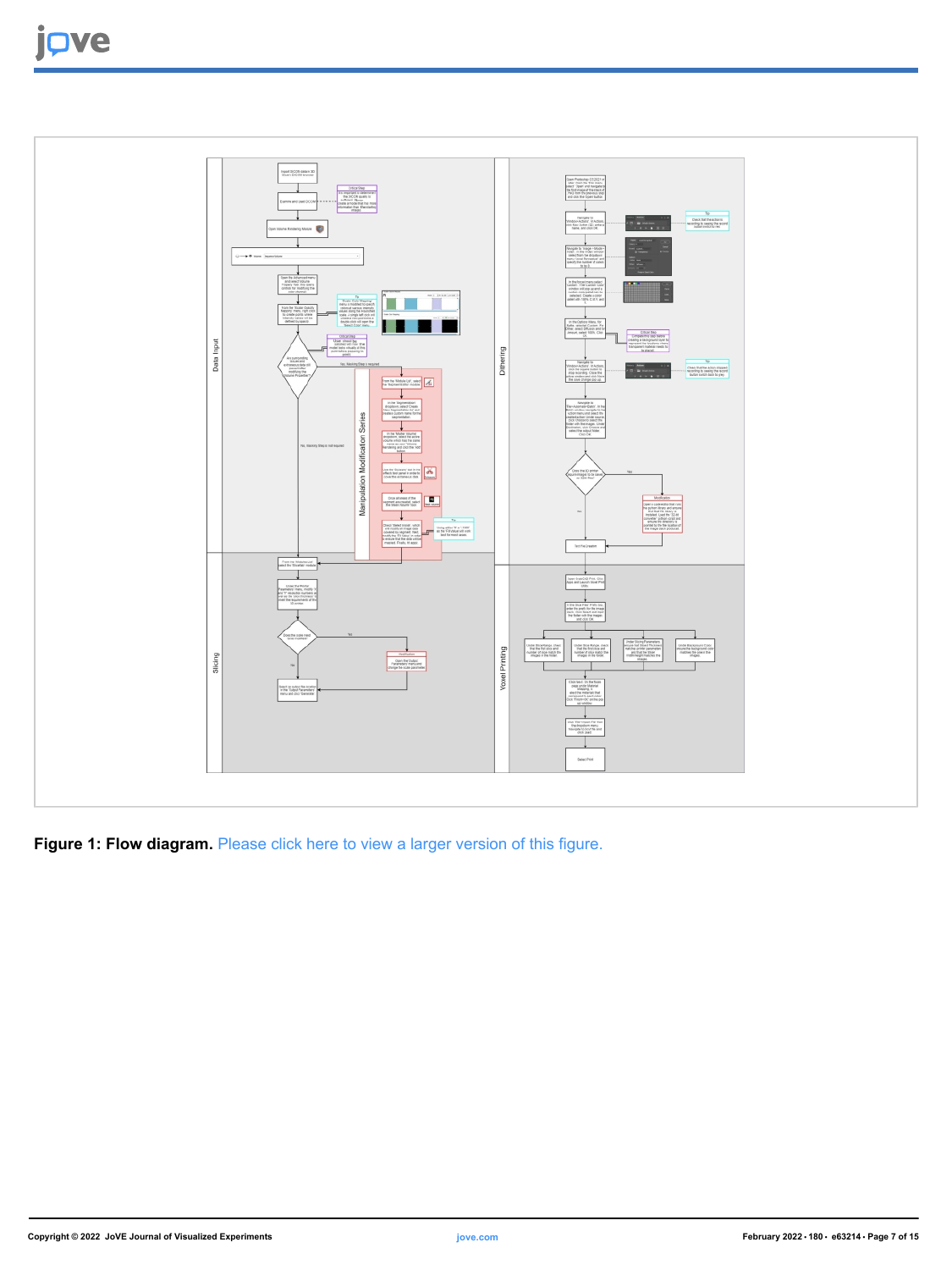**Figure 1: Flow diagram.** Please click here to view a larger version of this figure.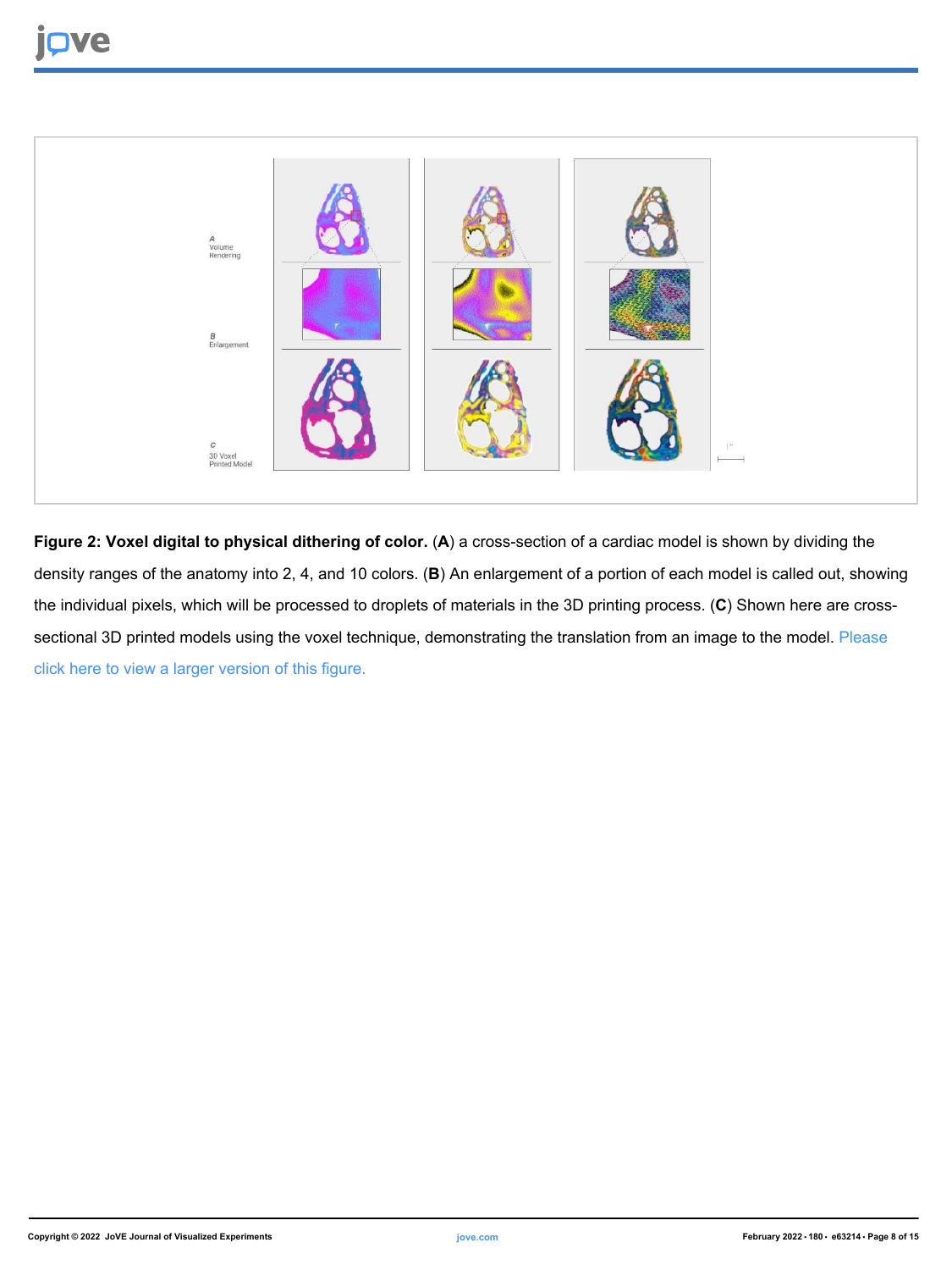**Figure 2: Voxel digital to physical dithering of color.** (**A**) a cross-section of a cardiac model is shown by dividing the density ranges of the anatomy into 2, 4, and 10 colors. (**B**) An enlargement of a portion of each model is called out, showing the individual pixels, which will be processed to droplets of materials in the 3D printing process. (**C**) Shown here are cross-sectional 3D printed models using the voxel technique, demonstrating the translation from an image to the model. Please click here to view a larger version of this figure.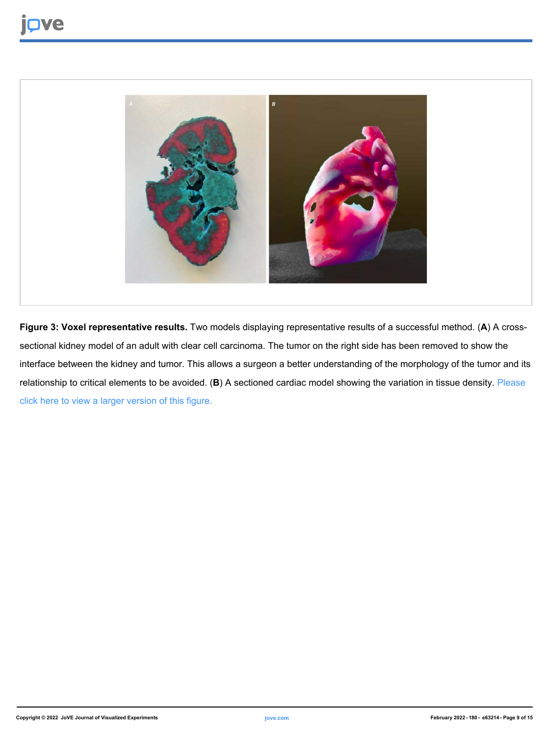**Figure 3: Voxel representative results.** Two models displaying representative results of a successful method. (**A**) A cross-sectional kidney model of an adult with clear cell carcinoma. The tumor on the right side has been removed to show the interface between the kidney and tumor. This allows a surgeon a better understanding of the morphology of the tumor and its relationship to critical elements to be avoided. (**B**) A sectioned cardiac model showing the variation in tissue density. Please click here to view a larger version of this figure.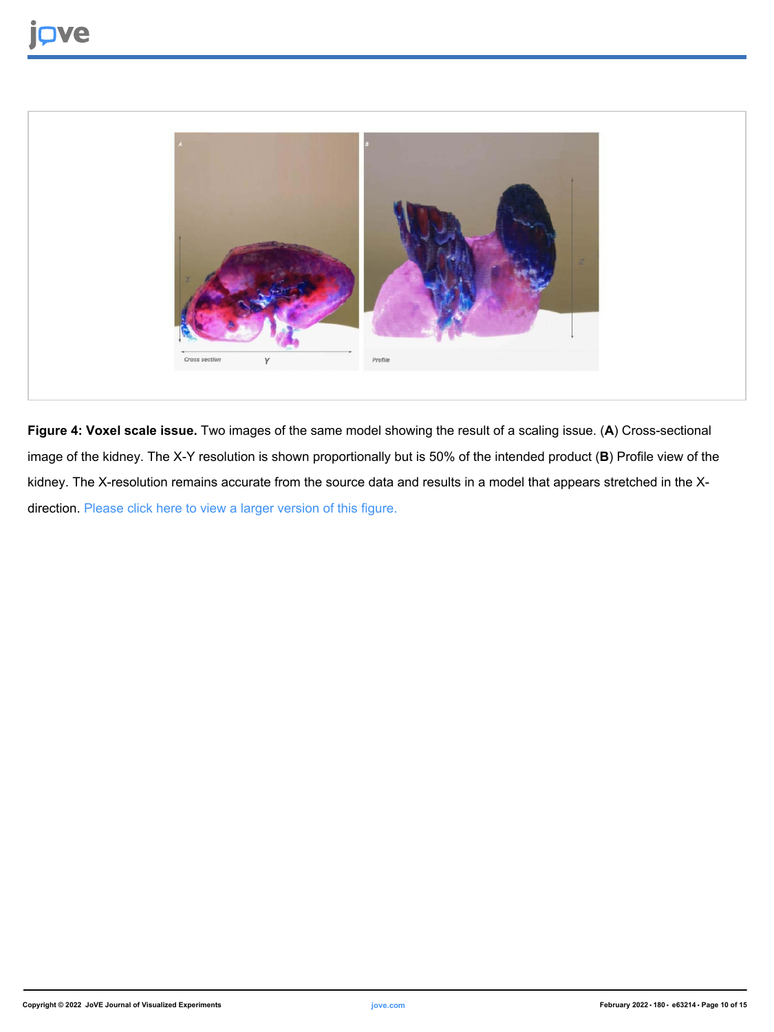**Figure 4: Voxel scale issue.** Two images of the same model showing the result of a scaling issue. (**A**) Cross-sectional image of the kidney. The X-Y resolution is shown proportionally but is 50% of the intended product (**B**) Profile view of the kidney. The X-resolution remains accurate from the source data and results in a model that appears stretched in the X-direction. Please click here to view a larger version of this figure.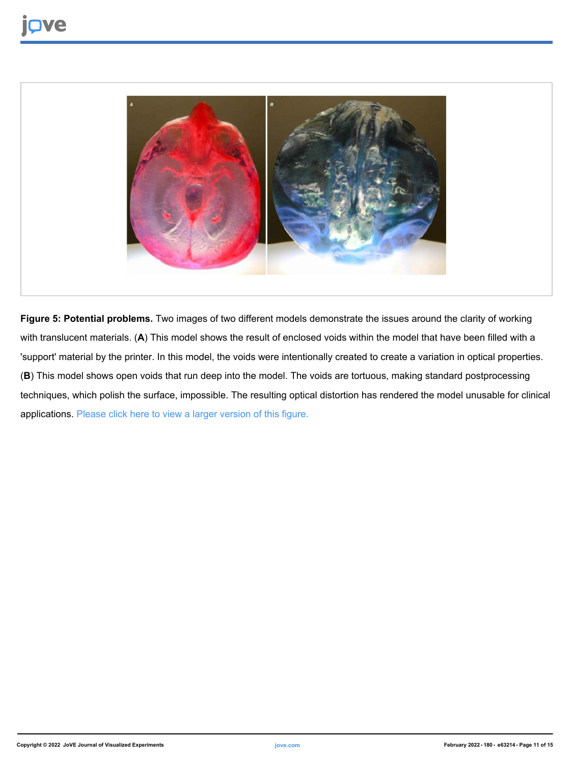**Figure 5: Potential problems.** Two images of two different models demonstrate the issues around the clarity of working with translucent materials. (**A**) This model shows the result of enclosed voids within the model that have been filled with a 'support' material by the printer. In this model, the voids were intentionally created to create a variation in optical properties. (**B**) This model shows open voids that run deep into the model. The voids are tortuous, making standard postprocessing techniques, which polish the surface, impossible. The resulting optical distortion has rendered the model unusable for clinical applications. Please click here to view a larger version of this figure.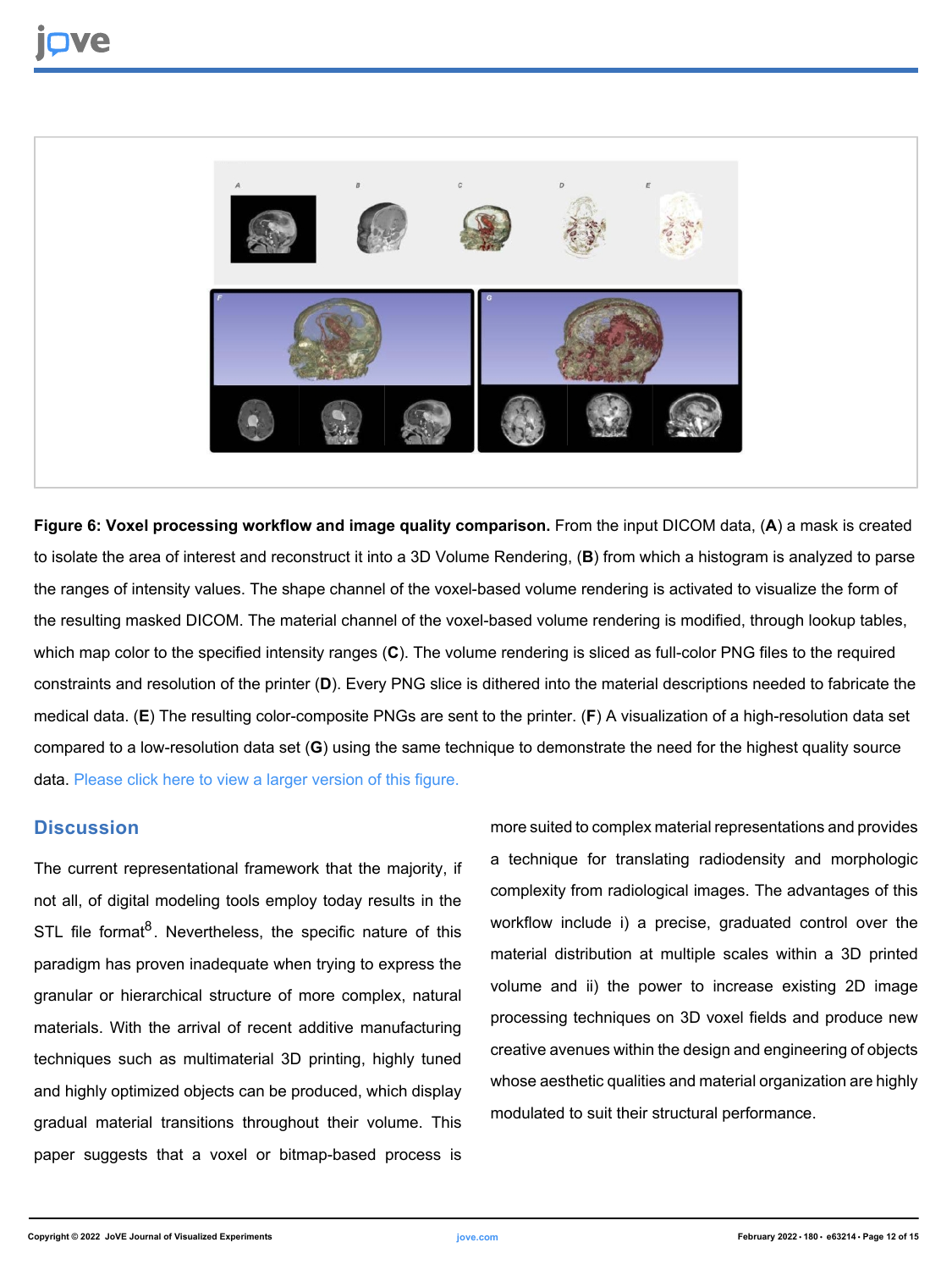**Figure 6: Voxel processing workflow and image quality comparison.** From the input DICOM data, (**A**) a mask is created to isolate the area of interest and reconstruct it into a 3D Volume Rendering, (**B**) from which a histogram is analyzed to parse the ranges of intensity values. The shape channel of the voxel-based volume rendering is activated to visualize the form of the resulting masked DICOM. The material channel of the voxel-based volume rendering is modified, through lookup tables, which map color to the specified intensity ranges (**C**). The volume rendering is sliced as full-color PNG files to the required constraints and resolution of the printer (**D**). Every PNG slice is dithered into the material descriptions needed to fabricate the medical data. (**E**) The resulting color-composite PNGs are sent to the printer. (**F**) A visualization of a high-resolution data set compared to a low-resolution data set (**G**) using the same technique to demonstrate the need for the highest quality source data. Please click here to view a larger version of this figure.

## Discussion

The current representational framework that the majority, if not all, of digital modeling tools employ today results in the STL file format[8]. Nevertheless, the specific nature of this paradigm has proven inadequate when trying to express the granular or hierarchical structure of more complex, natural materials. With the arrival of recent additive manufacturing techniques such as multimaterial 3D printing, highly tuned and highly optimized objects can be produced, which display gradual material transitions throughout their volume. This paper suggests that a voxel or bitmap-based process is more suited to complex material representations and provides a technique for translating radiodensity and morphologic complexity from radiological images. The advantages of this workflow include i) a precise, graduated control over the material distribution at multiple scales within a 3D printed volume and ii) the power to increase existing 2D image processing techniques on 3D voxel fields and produce new creative avenues within the design and engineering of objects whose aesthetic qualities and material organization are highly modulated to suit their structural performance.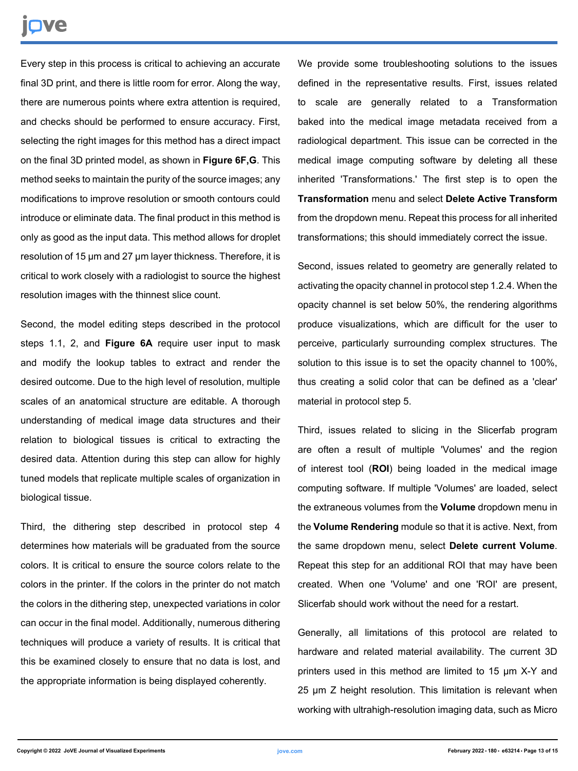Every step in this process is critical to achieving an accurate final 3D print, and there is little room for error. Along the way, there are numerous points where extra attention is required, and checks should be performed to ensure accuracy. First, selecting the right images for this method has a direct impact on the final 3D printed model, as shown in **Figure 6F,G**. This method seeks to maintain the purity of the source images; any modifications to improve resolution or smooth contours could introduce or eliminate data. The final product in this method is only as good as the input data. This method allows for droplet resolution of 15 µm and 27 µm layer thickness. Therefore, it is critical to work closely with a radiologist to source the highest resolution images with the thinnest slice count.

Second, the model editing steps described in the protocol steps 1.1, 2, and **Figure 6A** require user input to mask and modify the lookup tables to extract and render the desired outcome. Due to the high level of resolution, multiple scales of an anatomical structure are editable. A thorough understanding of medical image data structures and their relation to biological tissues is critical to extracting the desired data. Attention during this step can allow for highly tuned models that replicate multiple scales of organization in biological tissue.

Third, the dithering step described in protocol step 4 determines how materials will be graduated from the source colors. It is critical to ensure the source colors relate to the colors in the printer. If the colors in the printer do not match the colors in the dithering step, unexpected variations in color can occur in the final model. Additionally, numerous dithering techniques will produce a variety of results. It is critical that this be examined closely to ensure that no data is lost, and the appropriate information is being displayed coherently.

We provide some troubleshooting solutions to the issues defined in the representative results. First, issues related to scale are generally related to a Transformation baked into the medical image metadata received from a radiological department. This issue can be corrected in the medical image computing software by deleting all these inherited 'Transformations.' The first step is to open the **Transformation** menu and select **Delete Active Transform** from the dropdown menu. Repeat this process for all inherited transformations; this should immediately correct the issue.

Second, issues related to geometry are generally related to activating the opacity channel in protocol step 1.2.4. When the opacity channel is set below 50%, the rendering algorithms produce visualizations, which are difficult for the user to perceive, particularly surrounding complex structures. The solution to this issue is to set the opacity channel to 100%, thus creating a solid color that can be defined as a 'clear' material in protocol step 5.

Third, issues related to slicing in the Slicerfab program are often a result of multiple 'Volumes' and the region of interest tool (**ROI**) being loaded in the medical image computing software. If multiple 'Volumes' are loaded, select the extraneous volumes from the **Volume** dropdown menu in the **Volume Rendering** module so that it is active. Next, from the same dropdown menu, select **Delete current Volume**. Repeat this step for an additional ROI that may have been created. When one 'Volume' and one 'ROI' are present, Slicerfab should work without the need for a restart.

Generally, all limitations of this protocol are related to hardware and related material availability. The current 3D printers used in this method are limited to 15 µm X-Y and 25 µm Z height resolution. This limitation is relevant when working with ultrahigh-resolution imaging data, such as Micro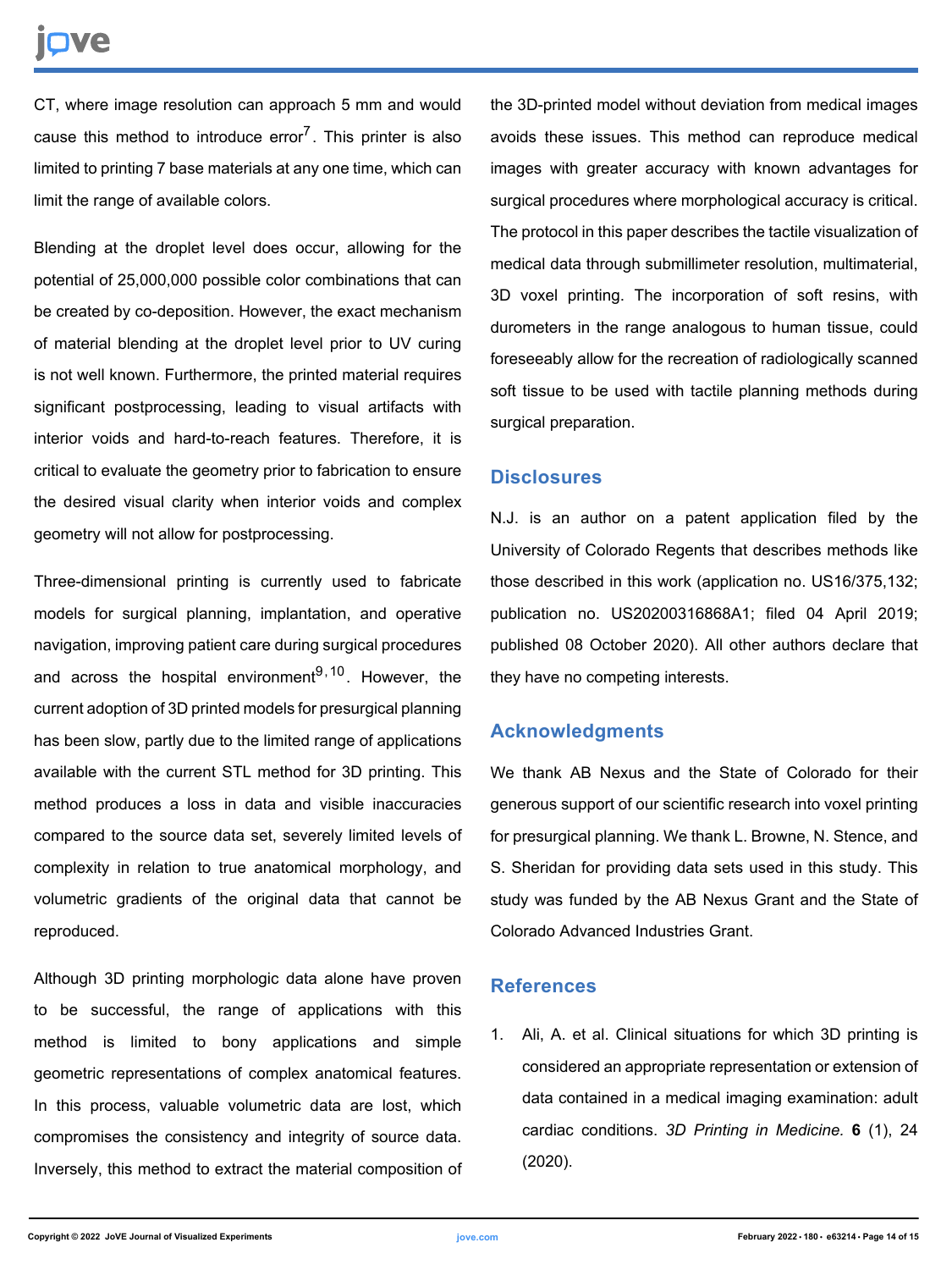CT, where image resolution can approach 5 mm and would cause this method to introduce error[7]. This printer is also limited to printing 7 base materials at any one time, which can limit the range of available colors.

Blending at the droplet level does occur, allowing for the potential of 25,000,000 possible color combinations that can be created by co-deposition. However, the exact mechanism of material blending at the droplet level prior to UV curing is not well known. Furthermore, the printed material requires significant postprocessing, leading to visual artifacts with interior voids and hard-to-reach features. Therefore, it is critical to evaluate the geometry prior to fabrication to ensure the desired visual clarity when interior voids and complex geometry will not allow for postprocessing.

Three-dimensional printing is currently used to fabricate models for surgical planning, implantation, and operative navigation, improving patient care during surgical procedures and across the hospital environment[9,10]. However, the current adoption of 3D printed models for presurgical planning has been slow, partly due to the limited range of applications available with the current STL method for 3D printing. This method produces a loss in data and visible inaccuracies compared to the source data set, severely limited levels of complexity in relation to true anatomical morphology, and volumetric gradients of the original data that cannot be reproduced.

Although 3D printing morphologic data alone have proven to be successful, the range of applications with this method is limited to bony applications and simple geometric representations of complex anatomical features. In this process, valuable volumetric data are lost, which compromises the consistency and integrity of source data. Inversely, this method to extract the material composition of the 3D-printed model without deviation from medical images avoids these issues. This method can reproduce medical images with greater accuracy with known advantages for surgical procedures where morphological accuracy is critical. The protocol in this paper describes the tactile visualization of medical data through submillimeter resolution, multimaterial, 3D voxel printing. The incorporation of soft resins, with durometers in the range analogous to human tissue, could foreseeably allow for the recreation of radiologically scanned soft tissue to be used with tactile planning methods during surgical preparation.

## Disclosures

N.J. is an author on a patent application filed by the University of Colorado Regents that describes methods like those described in this work (application no. US16/375,132; publication no. US20200316868A1; filed 04 April 2019; published 08 October 2020). All other authors declare that they have no competing interests.

## Acknowledgments

We thank AB Nexus and the State of Colorado for their generous support of our scientific research into voxel printing for presurgical planning. We thank L. Browne, N. Stence, and S. Sheridan for providing data sets used in this study. This study was funded by the AB Nexus Grant and the State of Colorado Advanced Industries Grant.

## References

1. Ali, A. et al. Clinical situations for which 3D printing is considered an appropriate representation or extension of data contained in a medical imaging examination: adult cardiac conditions. *3D Printing in Medicine.* **6** (1), 24 (2020).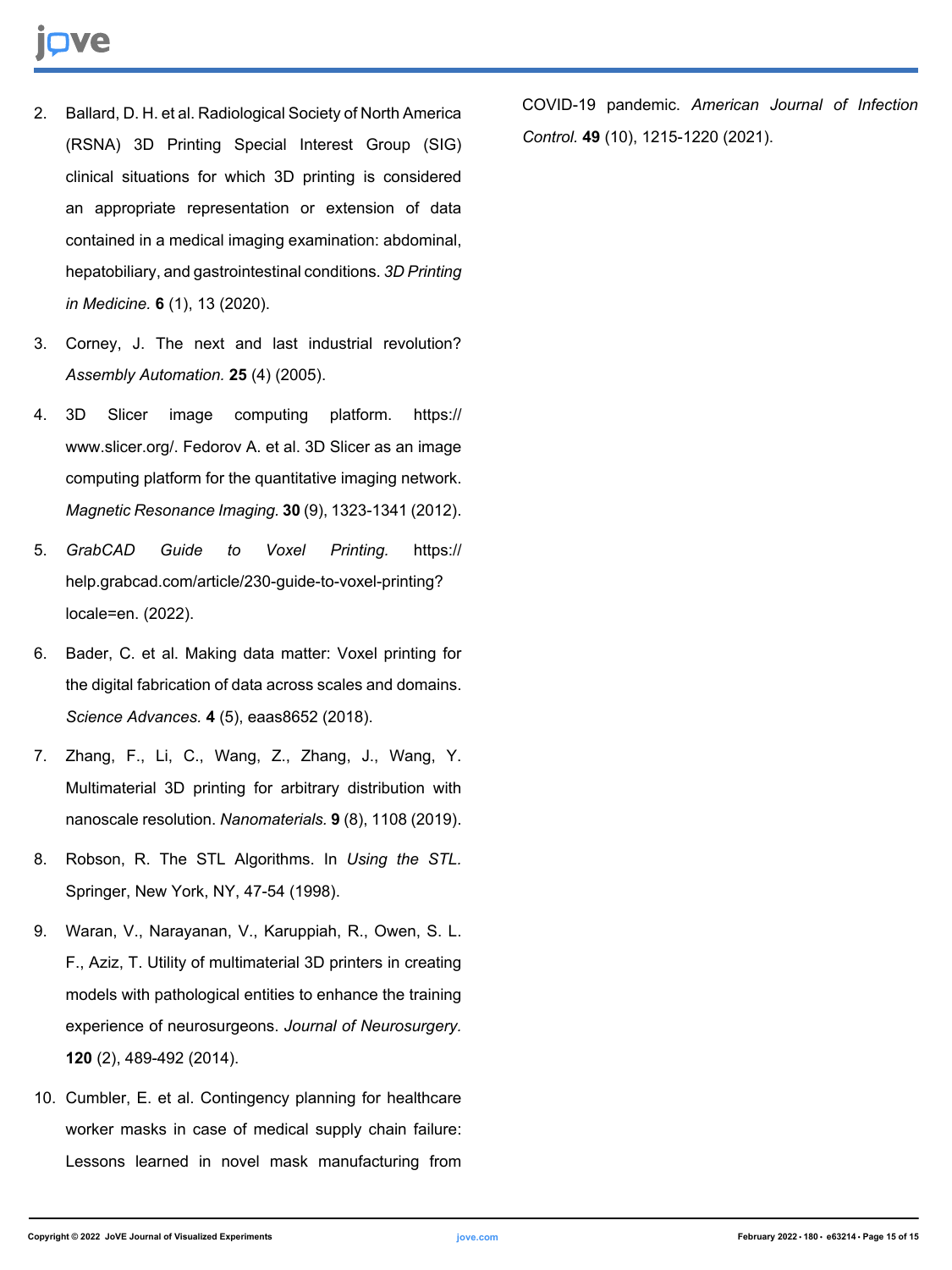2. Ballard, D. H. et al. Radiological Society of North America (RSNA) 3D Printing Special Interest Group (SIG) clinical situations for which 3D printing is considered an appropriate representation or extension of data contained in a medical imaging examination: abdominal, hepatobiliary, and gastrointestinal conditions. *3D Printing in Medicine.* **6** (1), 13 (2020).

3. Corney, J. The next and last industrial revolution? *Assembly Automation.* **25** (4) (2005).

4. 3D Slicer image computing platform. https://www.slicer.org/. Fedorov A. et al. 3D Slicer as an image computing platform for the quantitative imaging network. *Magnetic Resonance Imaging.* **30** (9), 1323-1341 (2012).

5. *GrabCAD Guide to Voxel Printing.* https://help.grabcad.com/article/230-guide-to-voxel-printing?locale=en. (2022).

6. Bader, C. et al. Making data matter: Voxel printing for the digital fabrication of data across scales and domains. *Science Advances.* **4** (5), eaas8652 (2018).

7. Zhang, F., Li, C., Wang, Z., Zhang, J., Wang, Y. Multimaterial 3D printing for arbitrary distribution with nanoscale resolution. *Nanomaterials.* **9** (8), 1108 (2019).

8. Robson, R. The STL Algorithms. In *Using the STL.* Springer, New York, NY, 47-54 (1998).

9. Waran, V., Narayanan, V., Karuppiah, R., Owen, S. L. F., Aziz, T. Utility of multimaterial 3D printers in creating models with pathological entities to enhance the training experience of neurosurgeons. *Journal of Neurosurgery.* **120** (2), 489-492 (2014).

10. Cumbler, E. et al. Contingency planning for healthcare worker masks in case of medical supply chain failure: Lessons learned in novel mask manufacturing from COVID-19 pandemic. *American Journal of Infection Control.* **49** (10), 1215-1220 (2021).